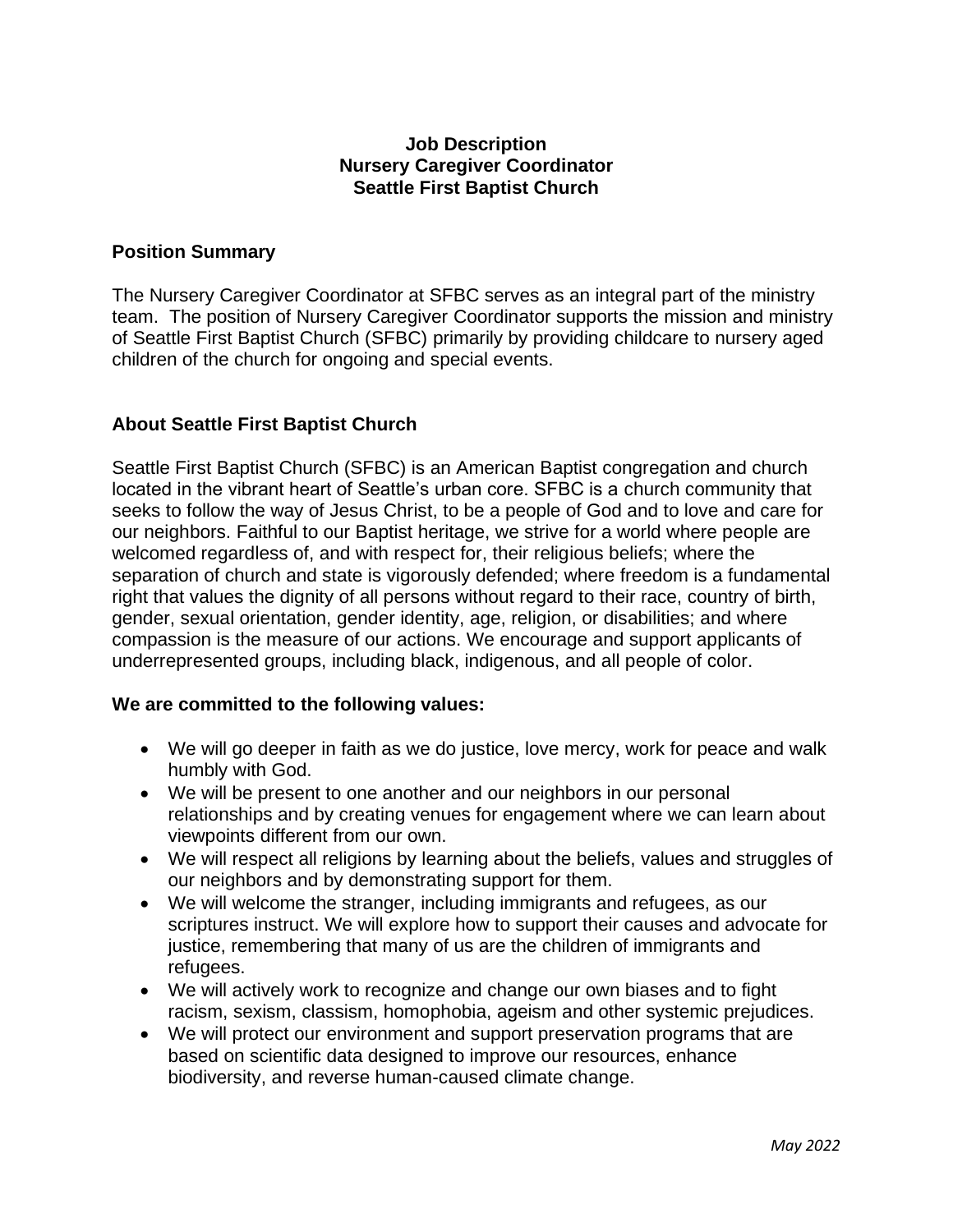**Job Description**
**Nursery Caregiver Coordinator**
**Seattle First Baptist Church**

## Position Summary

The Nursery Caregiver Coordinator at SFBC serves as an integral part of the ministry team. The position of Nursery Caregiver Coordinator supports the mission and ministry of Seattle First Baptist Church (SFBC) primarily by providing childcare to nursery aged children of the church for ongoing and special events.

## About Seattle First Baptist Church

Seattle First Baptist Church (SFBC) is an American Baptist congregation and church located in the vibrant heart of Seattle's urban core. SFBC is a church community that seeks to follow the way of Jesus Christ, to be a people of God and to love and care for our neighbors. Faithful to our Baptist heritage, we strive for a world where people are welcomed regardless of, and with respect for, their religious beliefs; where the separation of church and state is vigorously defended; where freedom is a fundamental right that values the dignity of all persons without regard to their race, country of birth, gender, sexual orientation, gender identity, age, religion, or disabilities; and where compassion is the measure of our actions. We encourage and support applicants of underrepresented groups, including black, indigenous, and all people of color.

**We are committed to the following values:**

- We will go deeper in faith as we do justice, love mercy, work for peace and walk humbly with God.
- We will be present to one another and our neighbors in our personal relationships and by creating venues for engagement where we can learn about viewpoints different from our own.
- We will respect all religions by learning about the beliefs, values and struggles of our neighbors and by demonstrating support for them.
- We will welcome the stranger, including immigrants and refugees, as our scriptures instruct. We will explore how to support their causes and advocate for justice, remembering that many of us are the children of immigrants and refugees.
- We will actively work to recognize and change our own biases and to fight racism, sexism, classism, homophobia, ageism and other systemic prejudices.
- We will protect our environment and support preservation programs that are based on scientific data designed to improve our resources, enhance biodiversity, and reverse human-caused climate change.

*May 2022*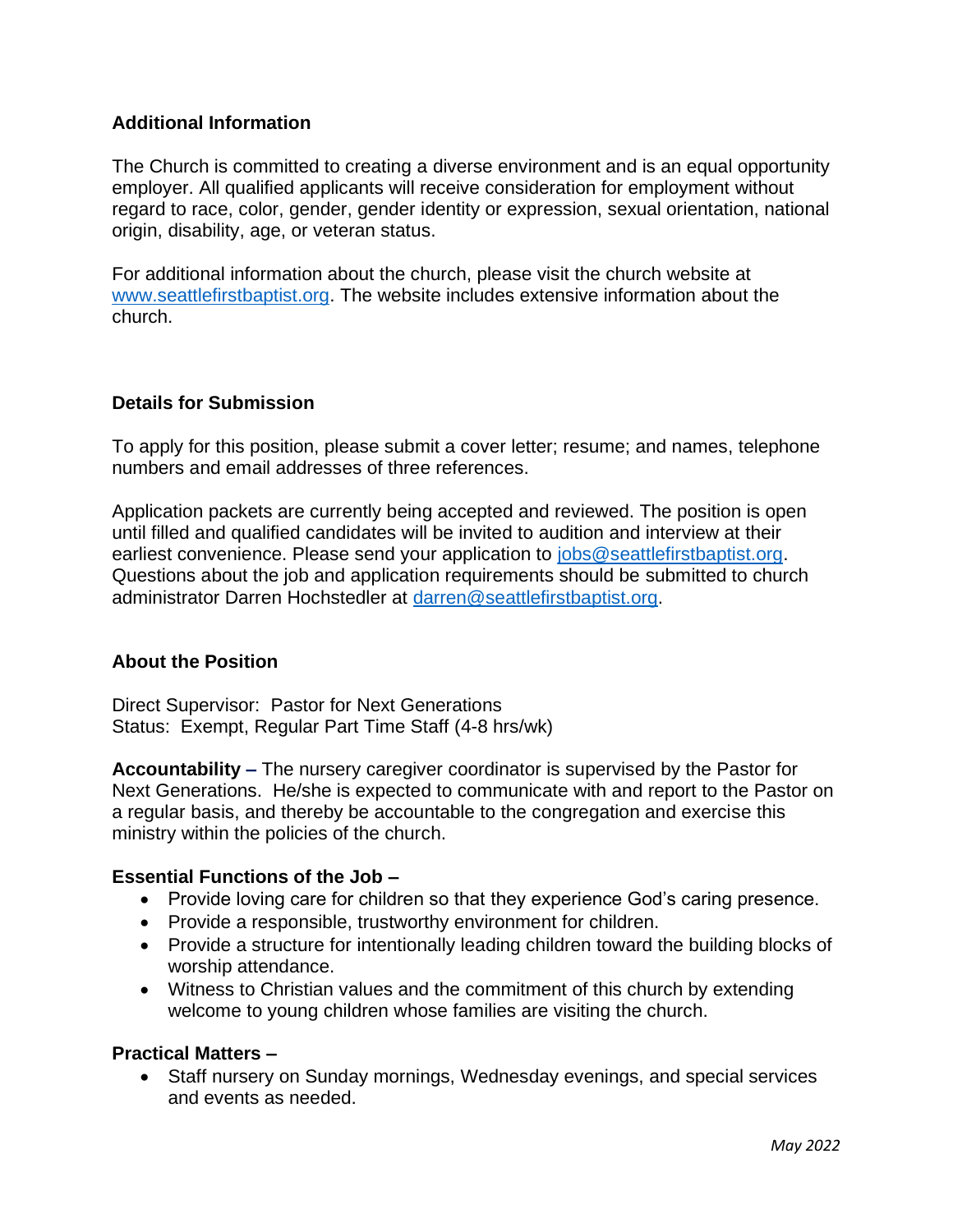### Additional Information

The Church is committed to creating a diverse environment and is an equal opportunity employer. All qualified applicants will receive consideration for employment without regard to race, color, gender, gender identity or expression, sexual orientation, national origin, disability, age, or veteran status.

For additional information about the church, please visit the church website at www.seattlefirstbaptist.org. The website includes extensive information about the church.

### Details for Submission

To apply for this position, please submit a cover letter; resume; and names, telephone numbers and email addresses of three references.

Application packets are currently being accepted and reviewed. The position is open until filled and qualified candidates will be invited to audition and interview at their earliest convenience. Please send your application to jobs@seattlefirstbaptist.org. Questions about the job and application requirements should be submitted to church administrator Darren Hochstedler at darren@seattlefirstbaptist.org.

### About the Position

Direct Supervisor: Pastor for Next Generations
Status: Exempt, Regular Part Time Staff (4-8 hrs/wk)

**Accountability –** The nursery caregiver coordinator is supervised by the Pastor for Next Generations. He/she is expected to communicate with and report to the Pastor on a regular basis, and thereby be accountable to the congregation and exercise this ministry within the policies of the church.

**Essential Functions of the Job –**

- Provide loving care for children so that they experience God's caring presence.
- Provide a responsible, trustworthy environment for children.
- Provide a structure for intentionally leading children toward the building blocks of worship attendance.
- Witness to Christian values and the commitment of this church by extending welcome to young children whose families are visiting the church.

**Practical Matters –**

- Staff nursery on Sunday mornings, Wednesday evenings, and special services and events as needed.

*May 2022*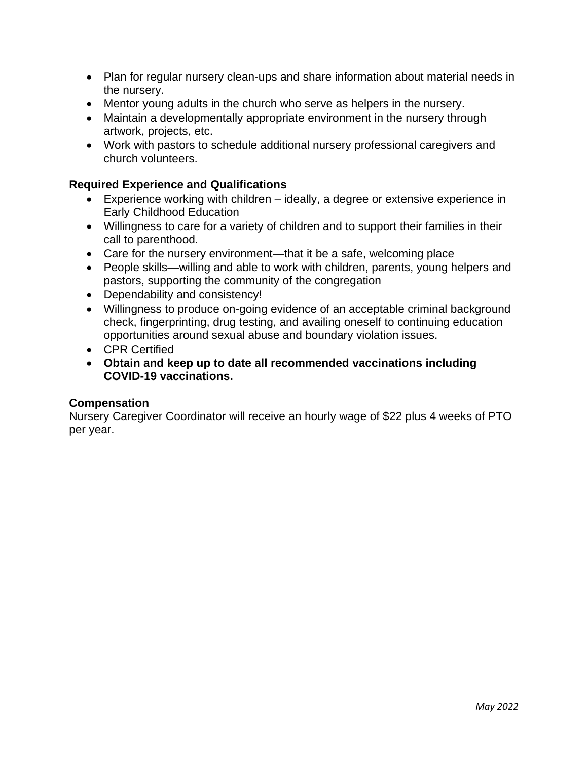- Plan for regular nursery clean-ups and share information about material needs in the nursery.
- Mentor young adults in the church who serve as helpers in the nursery.
- Maintain a developmentally appropriate environment in the nursery through artwork, projects, etc.
- Work with pastors to schedule additional nursery professional caregivers and church volunteers.

**Required Experience and Qualifications**

- Experience working with children – ideally, a degree or extensive experience in Early Childhood Education
- Willingness to care for a variety of children and to support their families in their call to parenthood.
- Care for the nursery environment—that it be a safe, welcoming place
- People skills—willing and able to work with children, parents, young helpers and pastors, supporting the community of the congregation
- Dependability and consistency!
- Willingness to produce on-going evidence of an acceptable criminal background check, fingerprinting, drug testing, and availing oneself to continuing education opportunities around sexual abuse and boundary violation issues.
- CPR Certified
- **Obtain and keep up to date all recommended vaccinations including COVID-19 vaccinations.**

**Compensation**

Nursery Caregiver Coordinator will receive an hourly wage of $22 plus 4 weeks of PTO per year.

*May 2022*